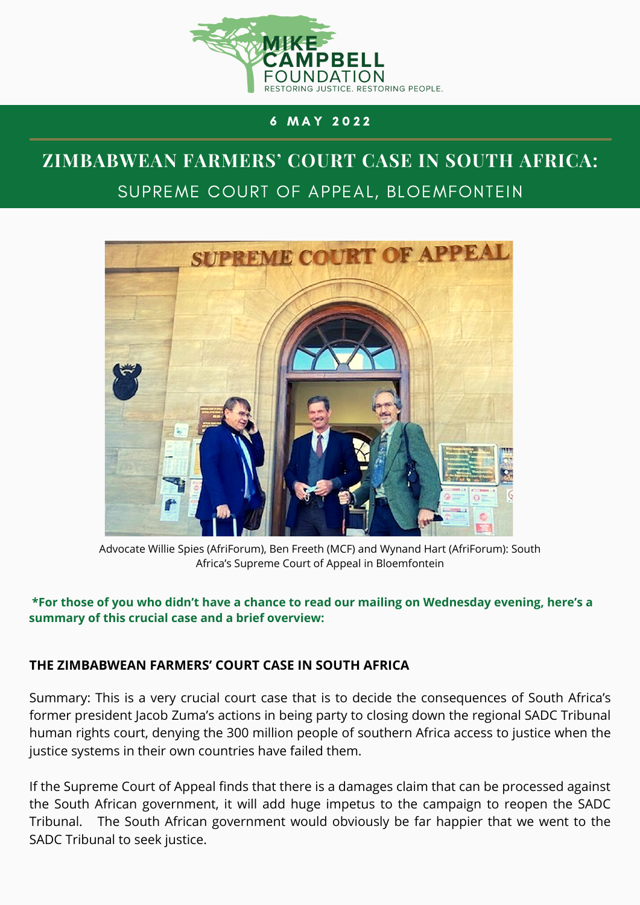MIKE CAMPBELL FOUNDATION

RESTORING JUSTICE. RESTORING PEOPLE.

**6 MAY 2022**

# ZIMBABWEAN FARMERS' COURT CASE IN SOUTH AFRICA:

## SUPREME COURT OF APPEAL, BLOEMFONTEIN

Advocate Willie Spies (AfriForum), Ben Freeth (MCF) and Wynand Hart (AfriForum): South Africa's Supreme Court of Appeal in Bloemfontein

**\*For those of you who didn't have a chance to read our mailing on Wednesday evening, here's a summary of this crucial case and a brief overview:**

### THE ZIMBABWEAN FARMERS' COURT CASE IN SOUTH AFRICA

Summary: This is a very crucial court case that is to decide the consequences of South Africa's former president Jacob Zuma's actions in being party to closing down the regional SADC Tribunal human rights court, denying the 300 million people of southern Africa access to justice when the justice systems in their own countries have failed them.

If the Supreme Court of Appeal finds that there is a damages claim that can be processed against the South African government, it will add huge impetus to the campaign to reopen the SADC Tribunal. The South African government would obviously be far happier that we went to the SADC Tribunal to seek justice.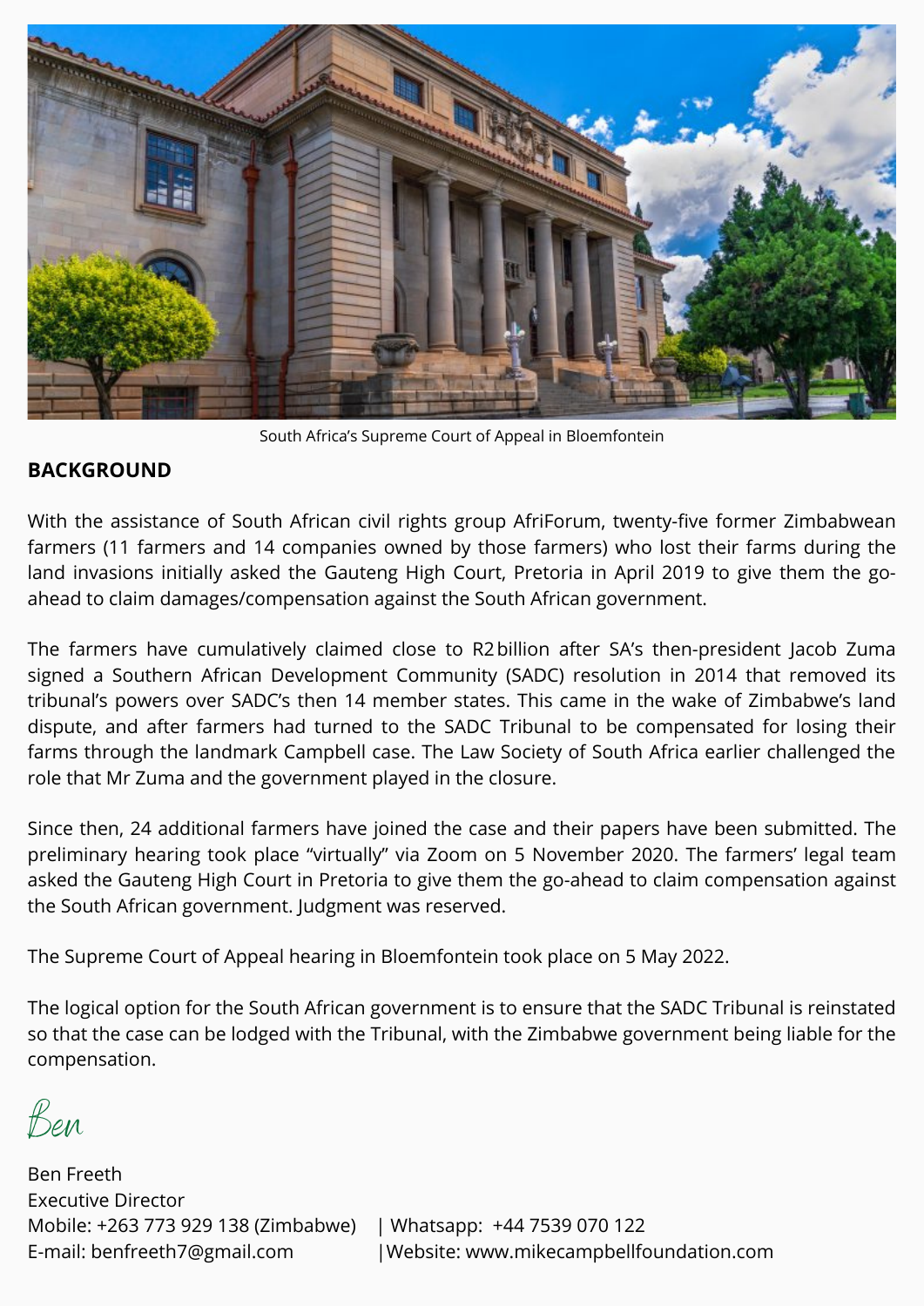South Africa's Supreme Court of Appeal in Bloemfontein

**BACKGROUND**

With the assistance of South African civil rights group AfriForum, twenty-five former Zimbabwean farmers (11 farmers and 14 companies owned by those farmers) who lost their farms during the land invasions initially asked the Gauteng High Court, Pretoria in April 2019 to give them the go-ahead to claim damages/compensation against the South African government.

The farmers have cumulatively claimed close to R2 billion after SA's then-president Jacob Zuma signed a Southern African Development Community (SADC) resolution in 2014 that removed its tribunal's powers over SADC's then 14 member states. This came in the wake of Zimbabwe's land dispute, and after farmers had turned to the SADC Tribunal to be compensated for losing their farms through the landmark Campbell case. The Law Society of South Africa earlier challenged the role that Mr Zuma and the government played in the closure.

Since then, 24 additional farmers have joined the case and their papers have been submitted. The preliminary hearing took place "virtually" via Zoom on 5 November 2020. The farmers' legal team asked the Gauteng High Court in Pretoria to give them the go-ahead to claim compensation against the South African government. Judgment was reserved.

The Supreme Court of Appeal hearing in Bloemfontein took place on 5 May 2022.

The logical option for the South African government is to ensure that the SADC Tribunal is reinstated so that the case can be lodged with the Tribunal, with the Zimbabwe government being liable for the compensation.

*Ben*

Ben Freeth
Executive Director
Mobile: +263 773 929 138 (Zimbabwe) | Whatsapp: +44 7539 070 122
E-mail: benfreeth7@gmail.com | Website: www.mikecampbellfoundation.com